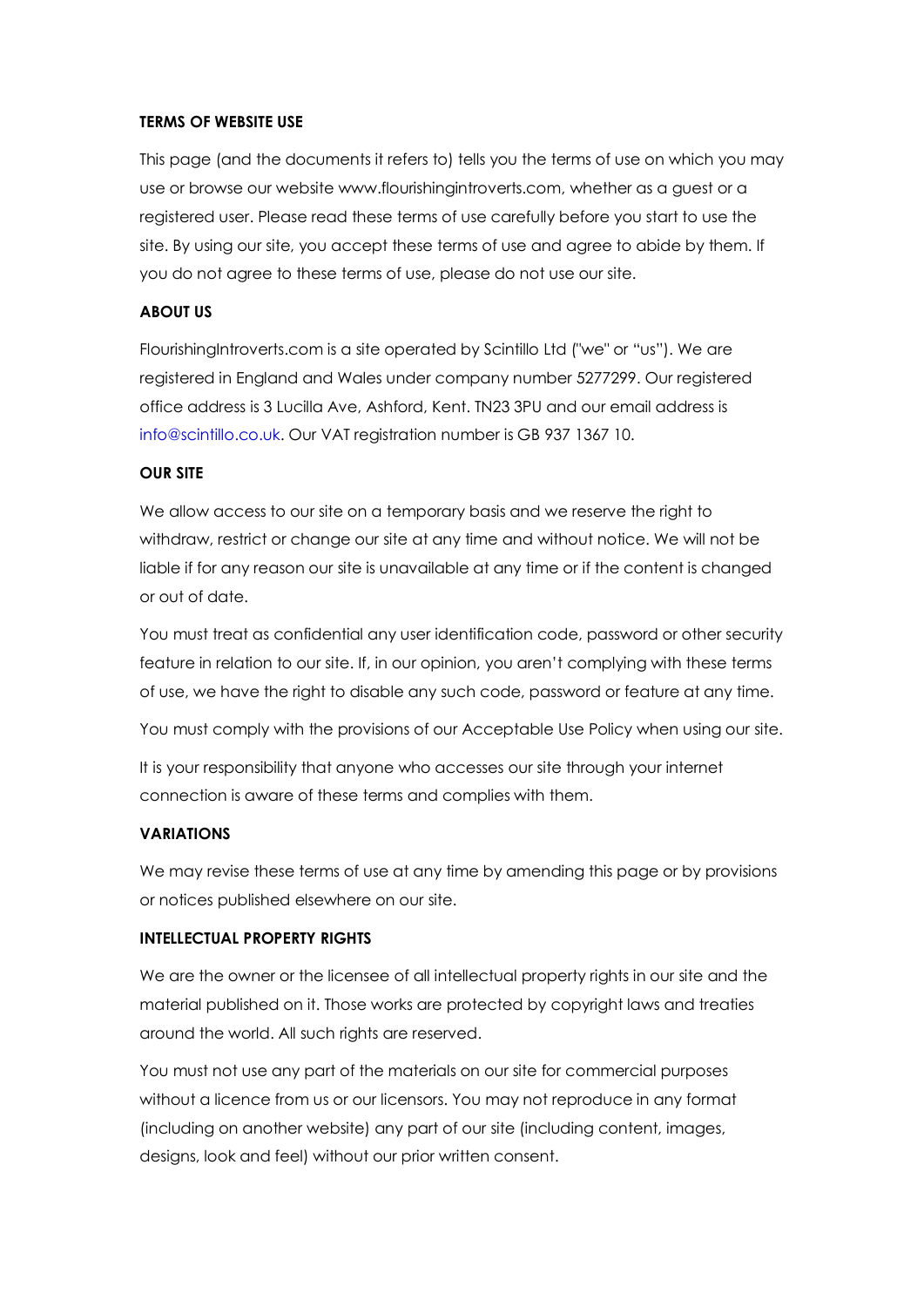**TERMS OF WEBSITE USE**

This page (and the documents it refers to) tells you the terms of use on which you may use or browse our website www.flourishingintroverts.com, whether as a guest or a registered user. Please read these terms of use carefully before you start to use the site. By using our site, you accept these terms of use and agree to abide by them. If you do not agree to these terms of use, please do not use our site.

**ABOUT US**

FlourishingIntroverts.com is a site operated by Scintillo Ltd ("we" or "us"). We are registered in England and Wales under company number 5277299. Our registered office address is 3 Lucilla Ave, Ashford, Kent. TN23 3PU and our email address is info@scintillo.co.uk. Our VAT registration number is GB 937 1367 10.

**OUR SITE**

We allow access to our site on a temporary basis and we reserve the right to withdraw, restrict or change our site at any time and without notice. We will not be liable if for any reason our site is unavailable at any time or if the content is changed or out of date.

You must treat as confidential any user identification code, password or other security feature in relation to our site. If, in our opinion, you aren't complying with these terms of use, we have the right to disable any such code, password or feature at any time.

You must comply with the provisions of our Acceptable Use Policy when using our site.

It is your responsibility that anyone who accesses our site through your internet connection is aware of these terms and complies with them.

**VARIATIONS**

We may revise these terms of use at any time by amending this page or by provisions or notices published elsewhere on our site.

**INTELLECTUAL PROPERTY RIGHTS**

We are the owner or the licensee of all intellectual property rights in our site and the material published on it. Those works are protected by copyright laws and treaties around the world. All such rights are reserved.

You must not use any part of the materials on our site for commercial purposes without a licence from us or our licensors. You may not reproduce in any format (including on another website) any part of our site (including content, images, designs, look and feel) without our prior written consent.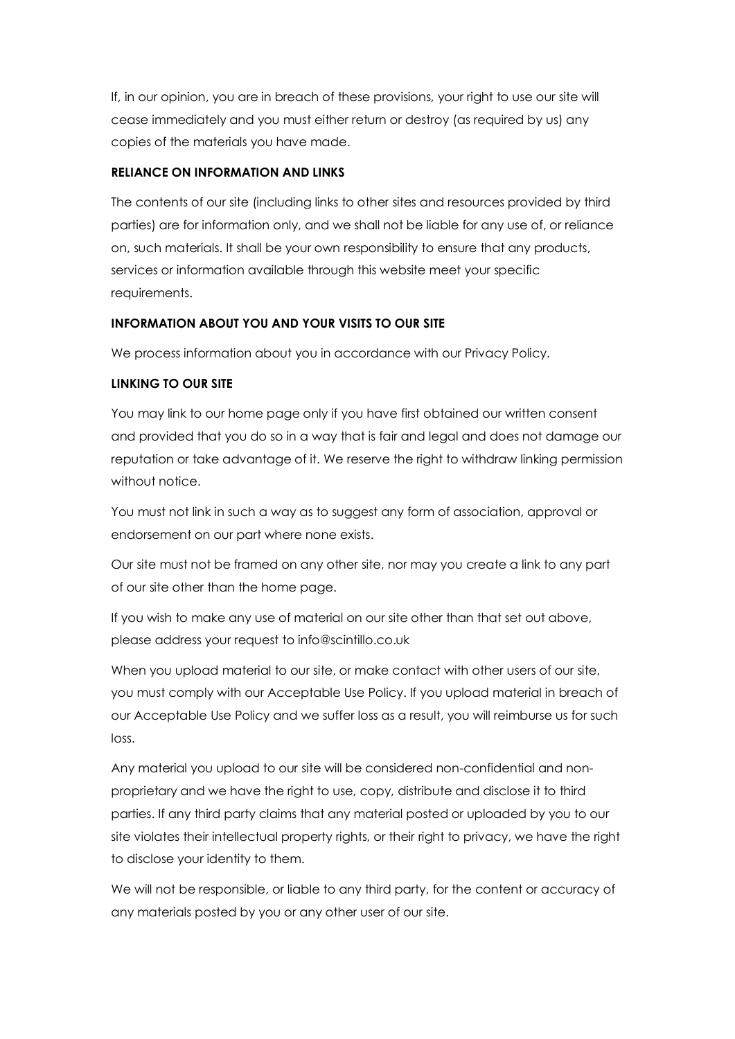If, in our opinion, you are in breach of these provisions, your right to use our site will cease immediately and you must either return or destroy (as required by us) any copies of the materials you have made.

**RELIANCE ON INFORMATION AND LINKS**

The contents of our site (including links to other sites and resources provided by third parties) are for information only, and we shall not be liable for any use of, or reliance on, such materials. It shall be your own responsibility to ensure that any products, services or information available through this website meet your specific requirements.

**INFORMATION ABOUT YOU AND YOUR VISITS TO OUR SITE**

We process information about you in accordance with our Privacy Policy.

**LINKING TO OUR SITE**

You may link to our home page only if you have first obtained our written consent and provided that you do so in a way that is fair and legal and does not damage our reputation or take advantage of it. We reserve the right to withdraw linking permission without notice.

You must not link in such a way as to suggest any form of association, approval or endorsement on our part where none exists.

Our site must not be framed on any other site, nor may you create a link to any part of our site other than the home page.

If you wish to make any use of material on our site other than that set out above, please address your request to info@scintillo.co.uk

When you upload material to our site, or make contact with other users of our site, you must comply with our Acceptable Use Policy. If you upload material in breach of our Acceptable Use Policy and we suffer loss as a result, you will reimburse us for such loss.

Any material you upload to our site will be considered non-confidential and non-proprietary and we have the right to use, copy, distribute and disclose it to third parties. If any third party claims that any material posted or uploaded by you to our site violates their intellectual property rights, or their right to privacy, we have the right to disclose your identity to them.

We will not be responsible, or liable to any third party, for the content or accuracy of any materials posted by you or any other user of our site.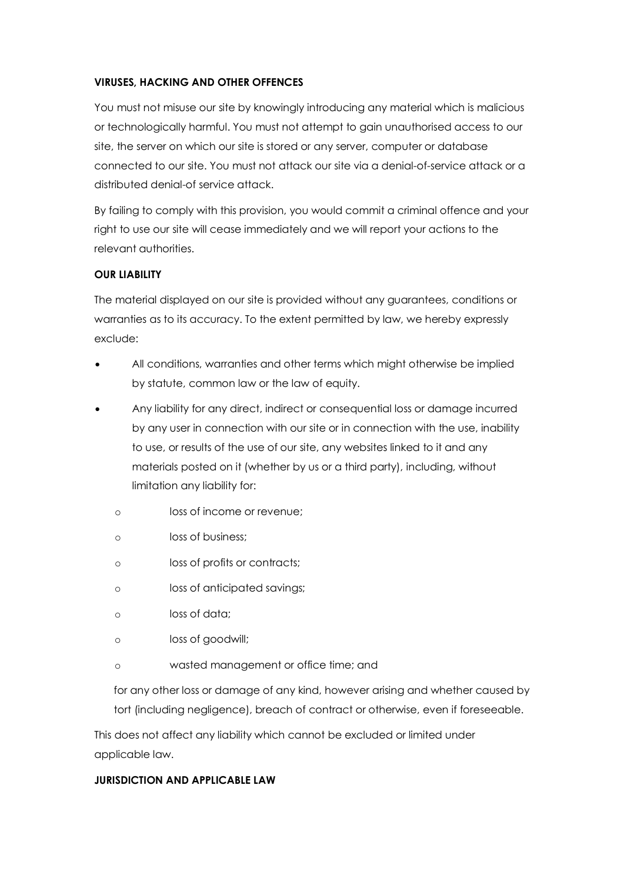**VIRUSES, HACKING AND OTHER OFFENCES**

You must not misuse our site by knowingly introducing any material which is malicious or technologically harmful. You must not attempt to gain unauthorised access to our site, the server on which our site is stored or any server, computer or database connected to our site. You must not attack our site via a denial-of-service attack or a distributed denial-of service attack.

By failing to comply with this provision, you would commit a criminal offence and your right to use our site will cease immediately and we will report your actions to the relevant authorities.

**OUR LIABILITY**

The material displayed on our site is provided without any guarantees, conditions or warranties as to its accuracy. To the extent permitted by law, we hereby expressly exclude:

- All conditions, warranties and other terms which might otherwise be implied by statute, common law or the law of equity.
- Any liability for any direct, indirect or consequential loss or damage incurred by any user in connection with our site or in connection with the use, inability to use, or results of the use of our site, any websites linked to it and any materials posted on it (whether by us or a third party), including, without limitation any liability for:
    - loss of income or revenue;
    - loss of business;
    - loss of profits or contracts;
    - loss of anticipated savings;
    - loss of data;
    - loss of goodwill;
    - wasted management or office time; and

  for any other loss or damage of any kind, however arising and whether caused by tort (including negligence), breach of contract or otherwise, even if foreseeable.

This does not affect any liability which cannot be excluded or limited under applicable law.

**JURISDICTION AND APPLICABLE LAW**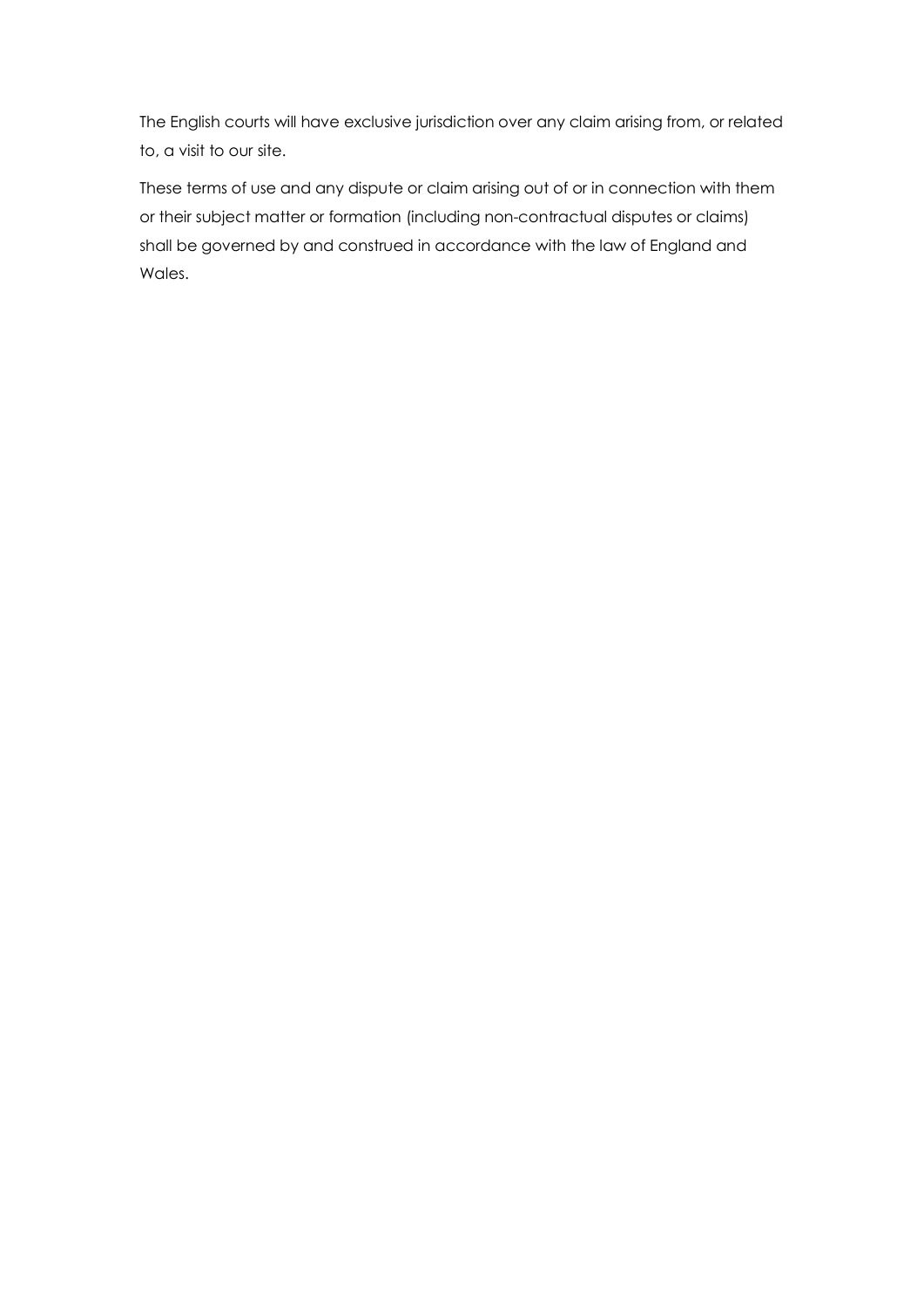The English courts will have exclusive jurisdiction over any claim arising from, or related to, a visit to our site.

These terms of use and any dispute or claim arising out of or in connection with them or their subject matter or formation (including non-contractual disputes or claims) shall be governed by and construed in accordance with the law of England and Wales.